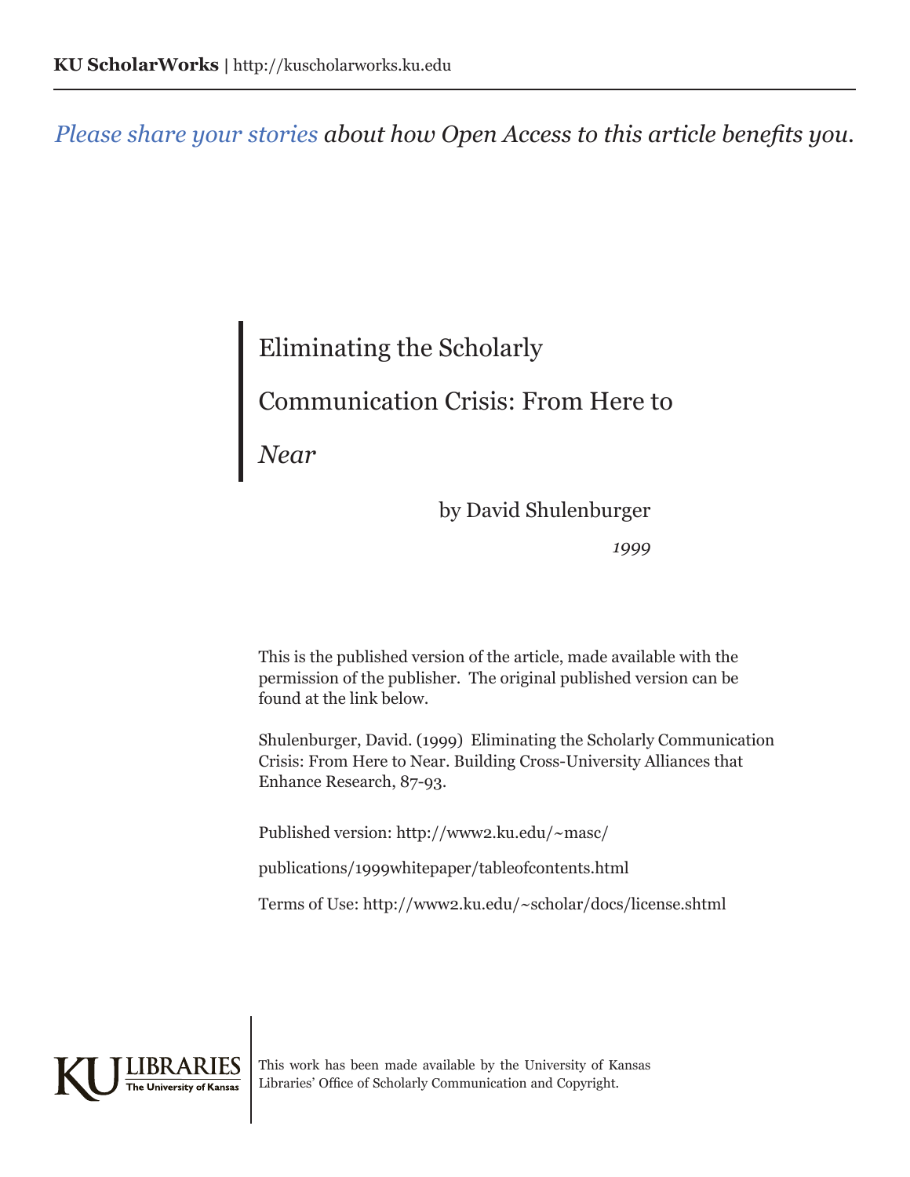**KU ScholarWorks** | http://kuscholarworks.ku.edu

*Please share your stories about how Open Access to this article benefits you.*

# Eliminating the Scholarly Communication Crisis: From Here to *Near*

by David Shulenburger

*1999*

This is the published version of the article, made available with the permission of the publisher. The original published version can be found at the link below.

Shulenburger, David. (1999) Eliminating the Scholarly Communication Crisis: From Here to Near. Building Cross-University Alliances that Enhance Research, 87-93.

Published version: http://www2.ku.edu/~masc/publications/1999whitepaper/tableofcontents.html

Terms of Use: http://www2.ku.edu/~scholar/docs/license.shtml

KU LIBRARIES The University of Kansas

This work has been made available by the University of Kansas Libraries' Office of Scholarly Communication and Copyright.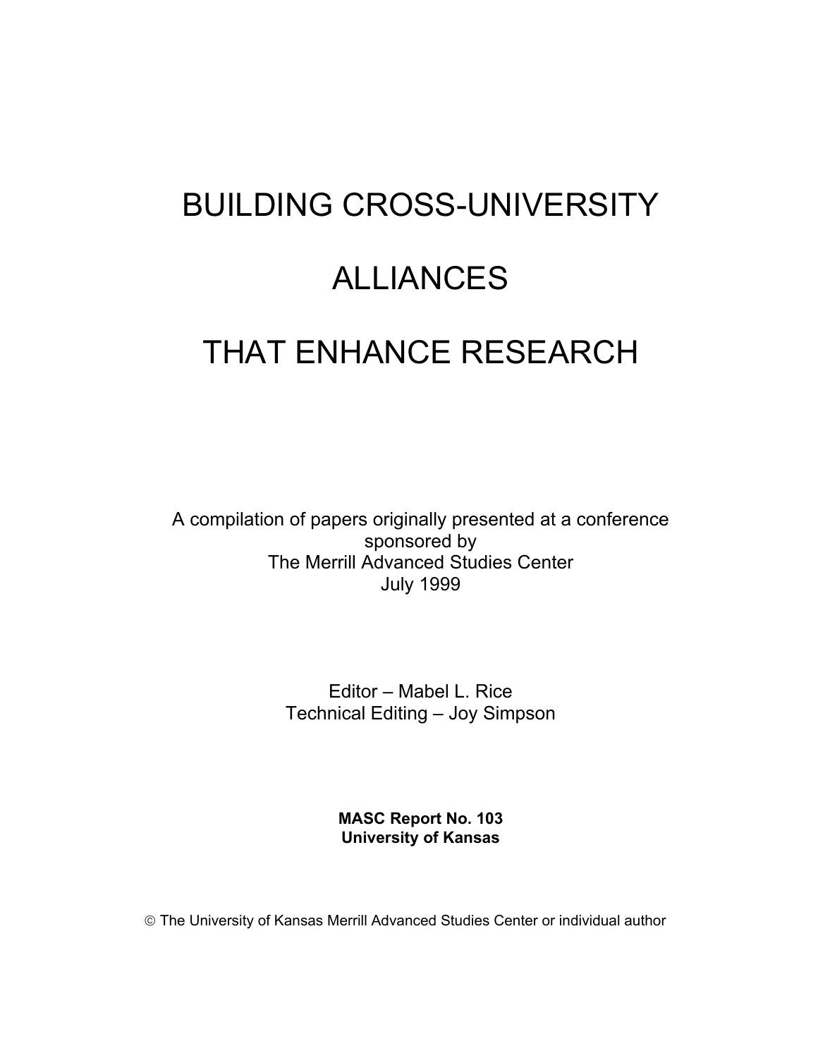# BUILDING CROSS-UNIVERSITY ALLIANCES THAT ENHANCE RESEARCH

A compilation of papers originally presented at a conference sponsored by
The Merrill Advanced Studies Center
July 1999

Editor – Mabel L. Rice
Technical Editing – Joy Simpson

**MASC Report No. 103**
**University of Kansas**

© The University of Kansas Merrill Advanced Studies Center or individual author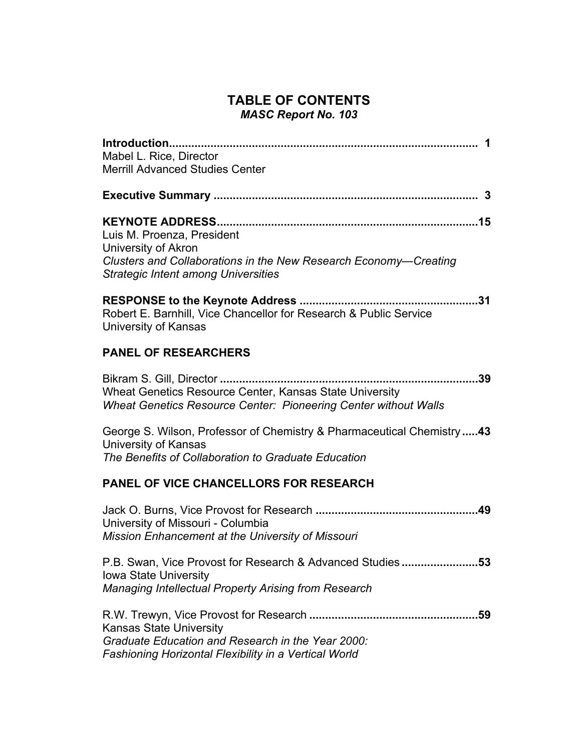# TABLE OF CONTENTS

***MASC Report No. 103***

**Introduction** ................................................................................................ **1**
Mabel L. Rice, Director
Merrill Advanced Studies Center

**Executive Summary** .................................................................................. **3**

**KEYNOTE ADDRESS** .................................................................................**15**
Luis M. Proenza, President
University of Akron
*Clusters and Collaborations in the New Research Economy—Creating Strategic Intent among Universities*

**RESPONSE to the Keynote Address** .......................................................**31**
Robert E. Barnhill, Vice Chancellor for Research & Public Service
University of Kansas

## PANEL OF RESEARCHERS

Bikram S. Gill, Director ................................................................................**39**
Wheat Genetics Resource Center, Kansas State University
*Wheat Genetics Resource Center: Pioneering Center without Walls*

George S. Wilson, Professor of Chemistry & Pharmaceutical Chemistry .....**43**
University of Kansas
*The Benefits of Collaboration to Graduate Education*

## PANEL OF VICE CHANCELLORS FOR RESEARCH

Jack O. Burns, Vice Provost for Research ...................................................**49**
University of Missouri - Columbia
*Mission Enhancement at the University of Missouri*

P.B. Swan, Vice Provost for Research & Advanced Studies ........................**53**
Iowa State University
*Managing Intellectual Property Arising from Research*

R.W. Trewyn, Vice Provost for Research .....................................................**59**
Kansas State University
*Graduate Education and Research in the Year 2000: Fashioning Horizontal Flexibility in a Vertical World*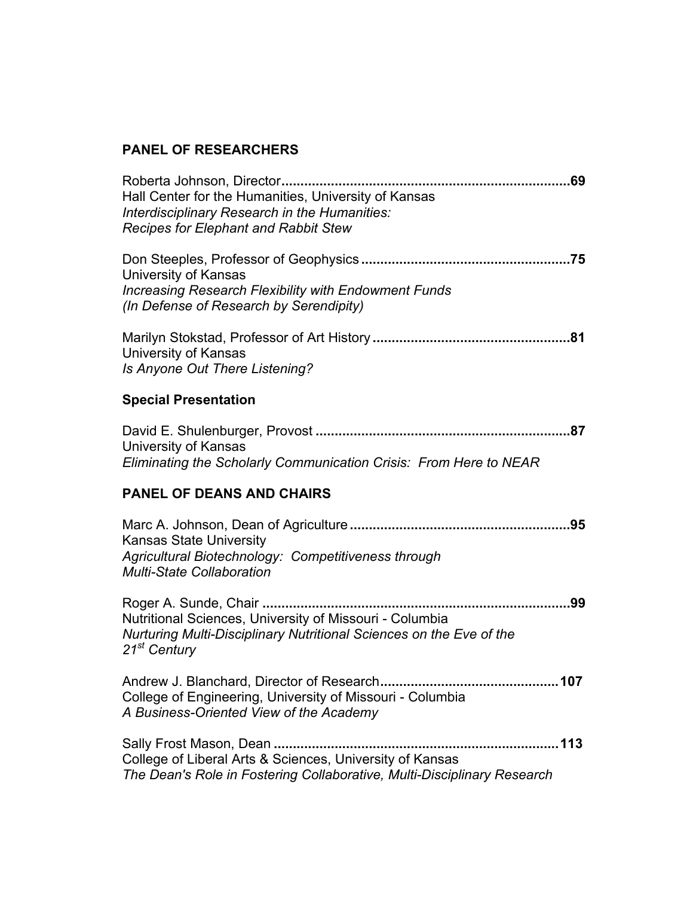## PANEL OF RESEARCHERS

Roberta Johnson, Director ........................................................................... **69**
Hall Center for the Humanities, University of Kansas
*Interdisciplinary Research in the Humanities:*
*Recipes for Elephant and Rabbit Stew*

Don Steeples, Professor of Geophysics ...................................................... **75**
University of Kansas
*Increasing Research Flexibility with Endowment Funds*
*(In Defense of Research by Serendipity)*

Marilyn Stokstad, Professor of Art History .................................................... **81**
University of Kansas
*Is Anyone Out There Listening?*

### Special Presentation

David E. Shulenburger, Provost ................................................................... **87**
University of Kansas
*Eliminating the Scholarly Communication Crisis: From Here to NEAR*

## PANEL OF DEANS AND CHAIRS

Marc A. Johnson, Dean of Agriculture .......................................................... **95**
Kansas State University
*Agricultural Biotechnology: Competitiveness through*
*Multi-State Collaboration*

Roger A. Sunde, Chair ................................................................................. **99**
Nutritional Sciences, University of Missouri - Columbia
*Nurturing Multi-Disciplinary Nutritional Sciences on the Eve of the*
*21st Century*

Andrew J. Blanchard, Director of Research............................................... **107**
College of Engineering, University of Missouri - Columbia
*A Business-Oriented View of the Academy*

Sally Frost Mason, Dean ........................................................................... **113**
College of Liberal Arts & Sciences, University of Kansas
*The Dean's Role in Fostering Collaborative, Multi-Disciplinary Research*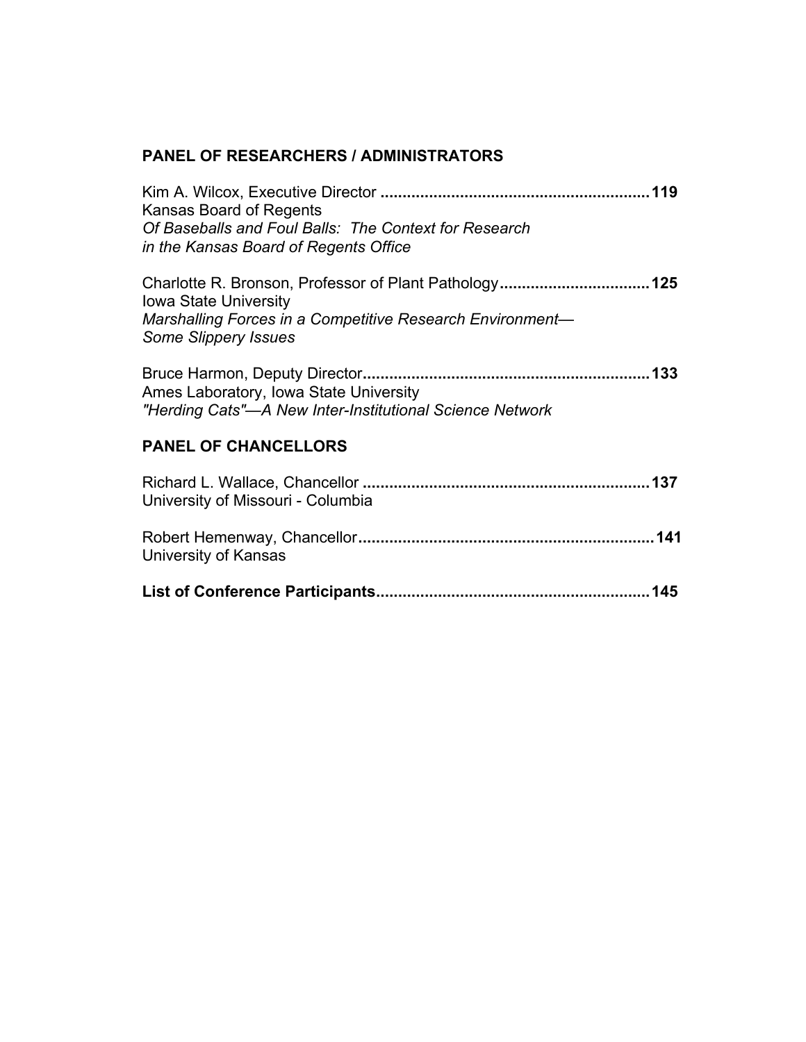## PANEL OF RESEARCHERS / ADMINISTRATORS

Kim A. Wilcox, Executive Director ............................................................**119**
Kansas Board of Regents
*Of Baseballs and Foul Balls: The Context for Research in the Kansas Board of Regents Office*

Charlotte R. Bronson, Professor of Plant Pathology..................................**125**
Iowa State University
*Marshalling Forces in a Competitive Research Environment—Some Slippery Issues*

Bruce Harmon, Deputy Director................................................................**133**
Ames Laboratory, Iowa State University
*"Herding Cats"—A New Inter-Institutional Science Network*

## PANEL OF CHANCELLORS

Richard L. Wallace, Chancellor .................................................................**137**
University of Missouri - Columbia

Robert Hemenway, Chancellor..................................................................**141**
University of Kansas

**List of Conference Participants.............................................................145**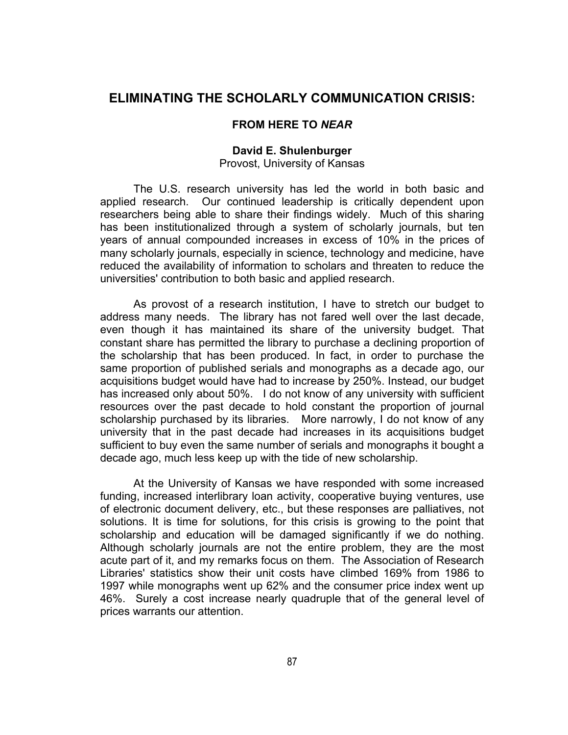# ELIMINATING THE SCHOLARLY COMMUNICATION CRISIS:

## FROM HERE TO *NEAR*

**David E. Shulenburger**
Provost, University of Kansas

The U.S. research university has led the world in both basic and applied research. Our continued leadership is critically dependent upon researchers being able to share their findings widely. Much of this sharing has been institutionalized through a system of scholarly journals, but ten years of annual compounded increases in excess of 10% in the prices of many scholarly journals, especially in science, technology and medicine, have reduced the availability of information to scholars and threaten to reduce the universities' contribution to both basic and applied research.

As provost of a research institution, I have to stretch our budget to address many needs. The library has not fared well over the last decade, even though it has maintained its share of the university budget. That constant share has permitted the library to purchase a declining proportion of the scholarship that has been produced. In fact, in order to purchase the same proportion of published serials and monographs as a decade ago, our acquisitions budget would have had to increase by 250%. Instead, our budget has increased only about 50%. I do not know of any university with sufficient resources over the past decade to hold constant the proportion of journal scholarship purchased by its libraries. More narrowly, I do not know of any university that in the past decade had increases in its acquisitions budget sufficient to buy even the same number of serials and monographs it bought a decade ago, much less keep up with the tide of new scholarship.

At the University of Kansas we have responded with some increased funding, increased interlibrary loan activity, cooperative buying ventures, use of electronic document delivery, etc., but these responses are palliatives, not solutions. It is time for solutions, for this crisis is growing to the point that scholarship and education will be damaged significantly if we do nothing. Although scholarly journals are not the entire problem, they are the most acute part of it, and my remarks focus on them. The Association of Research Libraries' statistics show their unit costs have climbed 169% from 1986 to 1997 while monographs went up 62% and the consumer price index went up 46%. Surely a cost increase nearly quadruple that of the general level of prices warrants our attention.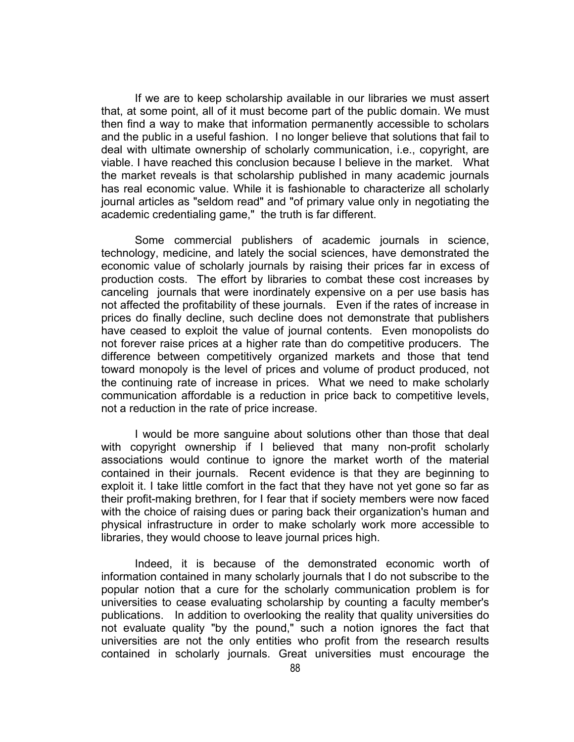If we are to keep scholarship available in our libraries we must assert that, at some point, all of it must become part of the public domain. We must then find a way to make that information permanently accessible to scholars and the public in a useful fashion. I no longer believe that solutions that fail to deal with ultimate ownership of scholarly communication, i.e., copyright, are viable. I have reached this conclusion because I believe in the market. What the market reveals is that scholarship published in many academic journals has real economic value. While it is fashionable to characterize all scholarly journal articles as "seldom read" and "of primary value only in negotiating the academic credentialing game," the truth is far different.

Some commercial publishers of academic journals in science, technology, medicine, and lately the social sciences, have demonstrated the economic value of scholarly journals by raising their prices far in excess of production costs. The effort by libraries to combat these cost increases by canceling journals that were inordinately expensive on a per use basis has not affected the profitability of these journals. Even if the rates of increase in prices do finally decline, such decline does not demonstrate that publishers have ceased to exploit the value of journal contents. Even monopolists do not forever raise prices at a higher rate than do competitive producers. The difference between competitively organized markets and those that tend toward monopoly is the level of prices and volume of product produced, not the continuing rate of increase in prices. What we need to make scholarly communication affordable is a reduction in price back to competitive levels, not a reduction in the rate of price increase.

I would be more sanguine about solutions other than those that deal with copyright ownership if I believed that many non-profit scholarly associations would continue to ignore the market worth of the material contained in their journals. Recent evidence is that they are beginning to exploit it. I take little comfort in the fact that they have not yet gone so far as their profit-making brethren, for I fear that if society members were now faced with the choice of raising dues or paring back their organization's human and physical infrastructure in order to make scholarly work more accessible to libraries, they would choose to leave journal prices high.

Indeed, it is because of the demonstrated economic worth of information contained in many scholarly journals that I do not subscribe to the popular notion that a cure for the scholarly communication problem is for universities to cease evaluating scholarship by counting a faculty member's publications. In addition to overlooking the reality that quality universities do not evaluate quality "by the pound," such a notion ignores the fact that universities are not the only entities who profit from the research results contained in scholarly journals. Great universities must encourage the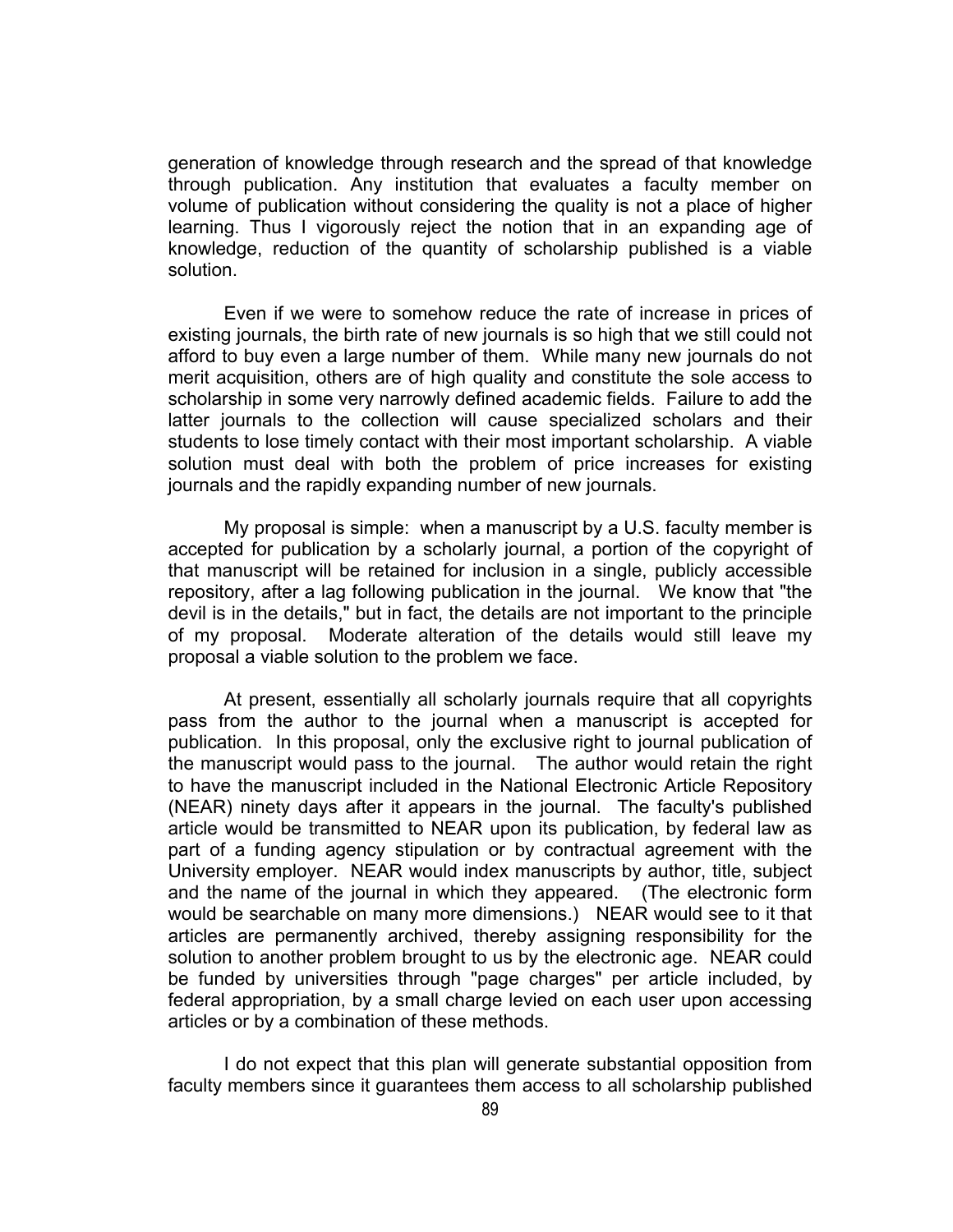generation of knowledge through research and the spread of that knowledge through publication. Any institution that evaluates a faculty member on volume of publication without considering the quality is not a place of higher learning. Thus I vigorously reject the notion that in an expanding age of knowledge, reduction of the quantity of scholarship published is a viable solution.

Even if we were to somehow reduce the rate of increase in prices of existing journals, the birth rate of new journals is so high that we still could not afford to buy even a large number of them. While many new journals do not merit acquisition, others are of high quality and constitute the sole access to scholarship in some very narrowly defined academic fields. Failure to add the latter journals to the collection will cause specialized scholars and their students to lose timely contact with their most important scholarship. A viable solution must deal with both the problem of price increases for existing journals and the rapidly expanding number of new journals.

My proposal is simple: when a manuscript by a U.S. faculty member is accepted for publication by a scholarly journal, a portion of the copyright of that manuscript will be retained for inclusion in a single, publicly accessible repository, after a lag following publication in the journal. We know that "the devil is in the details," but in fact, the details are not important to the principle of my proposal. Moderate alteration of the details would still leave my proposal a viable solution to the problem we face.

At present, essentially all scholarly journals require that all copyrights pass from the author to the journal when a manuscript is accepted for publication. In this proposal, only the exclusive right to journal publication of the manuscript would pass to the journal. The author would retain the right to have the manuscript included in the National Electronic Article Repository (NEAR) ninety days after it appears in the journal. The faculty's published article would be transmitted to NEAR upon its publication, by federal law as part of a funding agency stipulation or by contractual agreement with the University employer. NEAR would index manuscripts by author, title, subject and the name of the journal in which they appeared. (The electronic form would be searchable on many more dimensions.) NEAR would see to it that articles are permanently archived, thereby assigning responsibility for the solution to another problem brought to us by the electronic age. NEAR could be funded by universities through "page charges" per article included, by federal appropriation, by a small charge levied on each user upon accessing articles or by a combination of these methods.

I do not expect that this plan will generate substantial opposition from faculty members since it guarantees them access to all scholarship published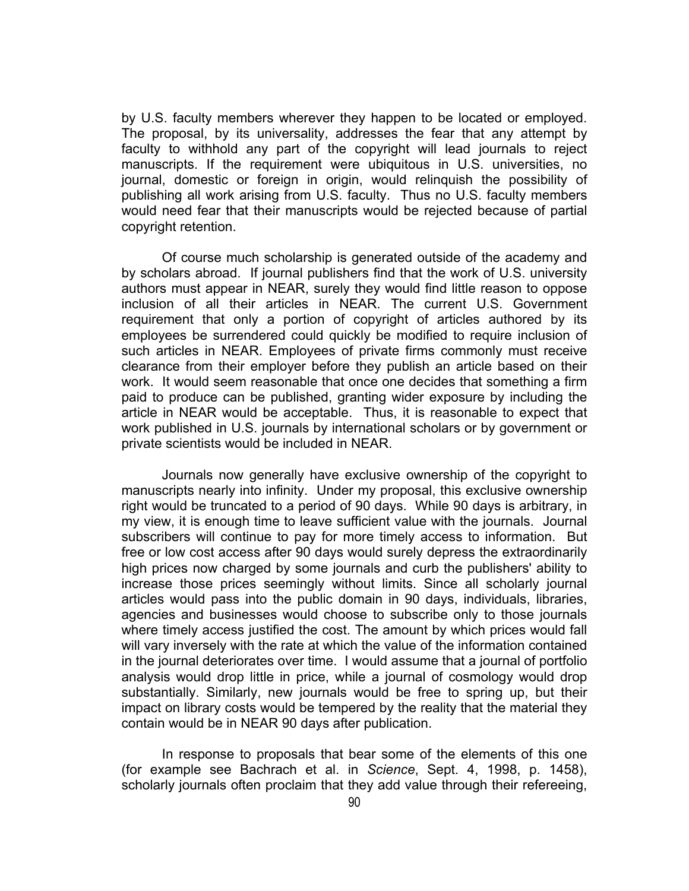by U.S. faculty members wherever they happen to be located or employed. The proposal, by its universality, addresses the fear that any attempt by faculty to withhold any part of the copyright will lead journals to reject manuscripts. If the requirement were ubiquitous in U.S. universities, no journal, domestic or foreign in origin, would relinquish the possibility of publishing all work arising from U.S. faculty. Thus no U.S. faculty members would need fear that their manuscripts would be rejected because of partial copyright retention.

Of course much scholarship is generated outside of the academy and by scholars abroad. If journal publishers find that the work of U.S. university authors must appear in NEAR, surely they would find little reason to oppose inclusion of all their articles in NEAR. The current U.S. Government requirement that only a portion of copyright of articles authored by its employees be surrendered could quickly be modified to require inclusion of such articles in NEAR. Employees of private firms commonly must receive clearance from their employer before they publish an article based on their work. It would seem reasonable that once one decides that something a firm paid to produce can be published, granting wider exposure by including the article in NEAR would be acceptable. Thus, it is reasonable to expect that work published in U.S. journals by international scholars or by government or private scientists would be included in NEAR.

Journals now generally have exclusive ownership of the copyright to manuscripts nearly into infinity. Under my proposal, this exclusive ownership right would be truncated to a period of 90 days. While 90 days is arbitrary, in my view, it is enough time to leave sufficient value with the journals. Journal subscribers will continue to pay for more timely access to information. But free or low cost access after 90 days would surely depress the extraordinarily high prices now charged by some journals and curb the publishers' ability to increase those prices seemingly without limits. Since all scholarly journal articles would pass into the public domain in 90 days, individuals, libraries, agencies and businesses would choose to subscribe only to those journals where timely access justified the cost. The amount by which prices would fall will vary inversely with the rate at which the value of the information contained in the journal deteriorates over time. I would assume that a journal of portfolio analysis would drop little in price, while a journal of cosmology would drop substantially. Similarly, new journals would be free to spring up, but their impact on library costs would be tempered by the reality that the material they contain would be in NEAR 90 days after publication.

In response to proposals that bear some of the elements of this one (for example see Bachrach et al. in *Science*, Sept. 4, 1998, p. 1458), scholarly journals often proclaim that they add value through their refereeing,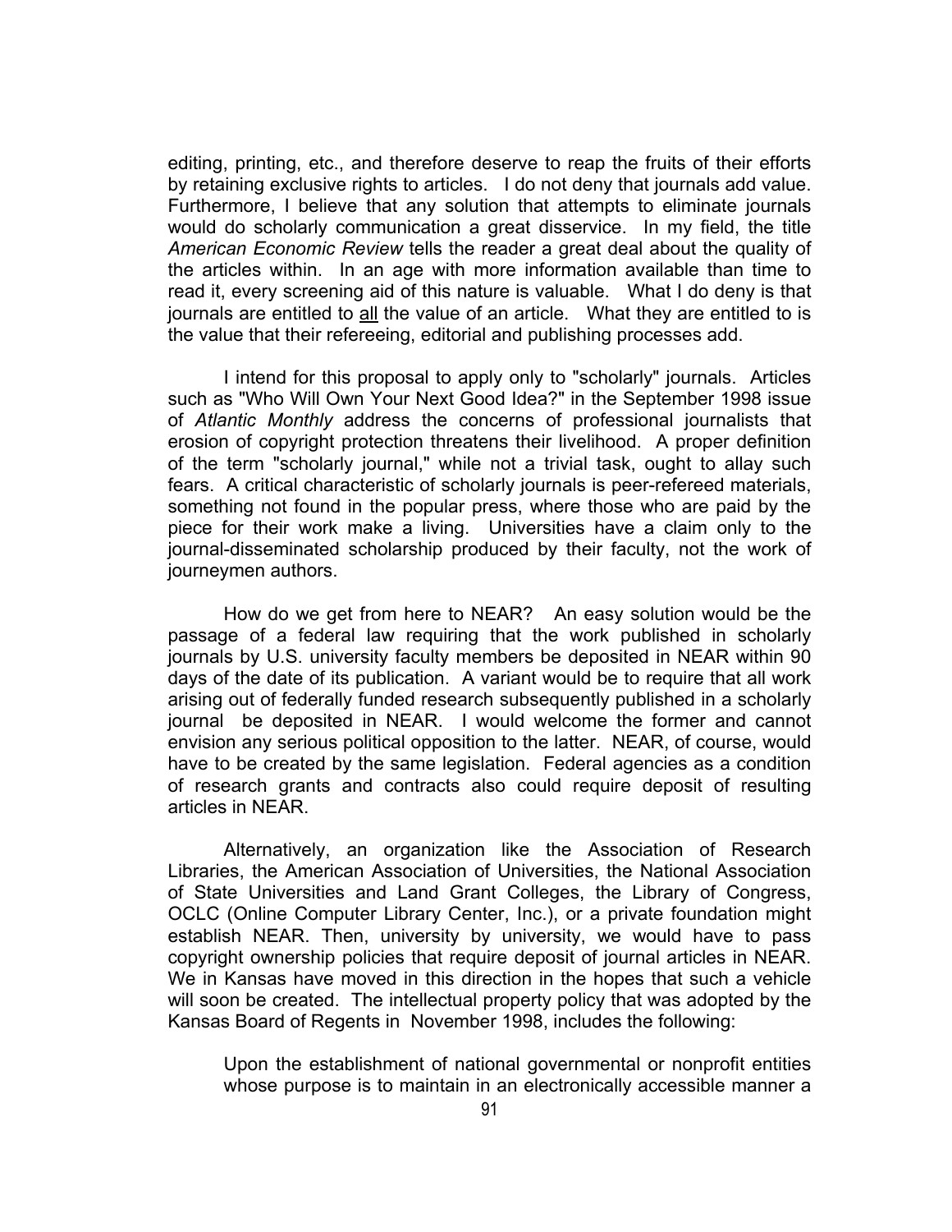editing, printing, etc., and therefore deserve to reap the fruits of their efforts by retaining exclusive rights to articles. I do not deny that journals add value. Furthermore, I believe that any solution that attempts to eliminate journals would do scholarly communication a great disservice. In my field, the title *American Economic Review* tells the reader a great deal about the quality of the articles within. In an age with more information available than time to read it, every screening aid of this nature is valuable. What I do deny is that journals are entitled to <u>all</u> the value of an article. What they are entitled to is the value that their refereeing, editorial and publishing processes add.

I intend for this proposal to apply only to "scholarly" journals. Articles such as "Who Will Own Your Next Good Idea?" in the September 1998 issue of *Atlantic Monthly* address the concerns of professional journalists that erosion of copyright protection threatens their livelihood. A proper definition of the term "scholarly journal," while not a trivial task, ought to allay such fears. A critical characteristic of scholarly journals is peer-refereed materials, something not found in the popular press, where those who are paid by the piece for their work make a living. Universities have a claim only to the journal-disseminated scholarship produced by their faculty, not the work of journeymen authors.

How do we get from here to NEAR? An easy solution would be the passage of a federal law requiring that the work published in scholarly journals by U.S. university faculty members be deposited in NEAR within 90 days of the date of its publication. A variant would be to require that all work arising out of federally funded research subsequently published in a scholarly journal be deposited in NEAR. I would welcome the former and cannot envision any serious political opposition to the latter. NEAR, of course, would have to be created by the same legislation. Federal agencies as a condition of research grants and contracts also could require deposit of resulting articles in NEAR.

Alternatively, an organization like the Association of Research Libraries, the American Association of Universities, the National Association of State Universities and Land Grant Colleges, the Library of Congress, OCLC (Online Computer Library Center, Inc.), or a private foundation might establish NEAR. Then, university by university, we would have to pass copyright ownership policies that require deposit of journal articles in NEAR. We in Kansas have moved in this direction in the hopes that such a vehicle will soon be created. The intellectual property policy that was adopted by the Kansas Board of Regents in November 1998, includes the following:

> Upon the establishment of national governmental or nonprofit entities whose purpose is to maintain in an electronically accessible manner a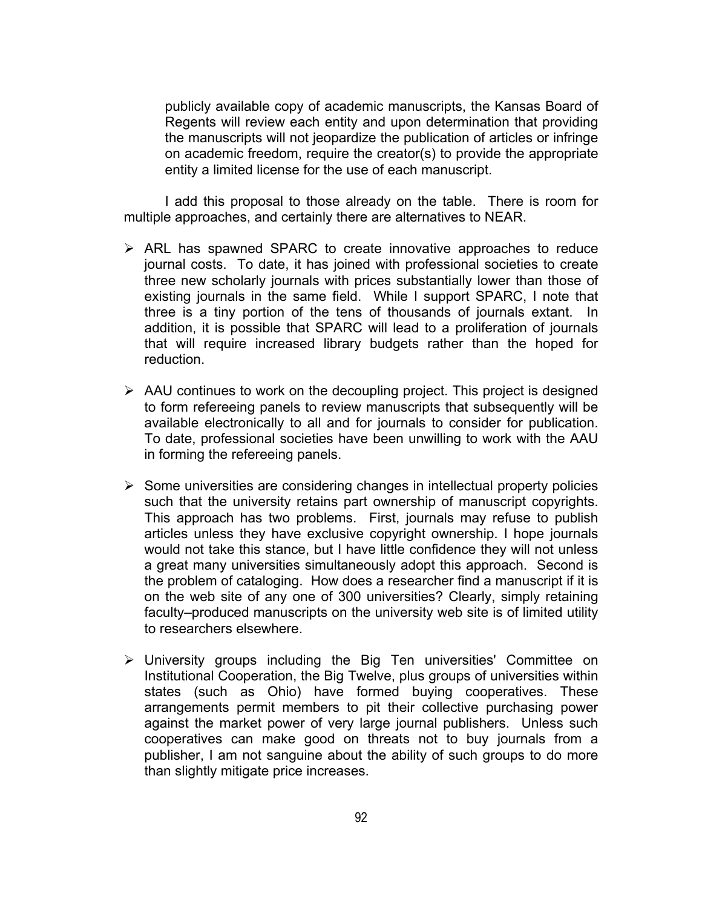publicly available copy of academic manuscripts, the Kansas Board of Regents will review each entity and upon determination that providing the manuscripts will not jeopardize the publication of articles or infringe on academic freedom, require the creator(s) to provide the appropriate entity a limited license for the use of each manuscript.

I add this proposal to those already on the table. There is room for multiple approaches, and certainly there are alternatives to NEAR.

- ARL has spawned SPARC to create innovative approaches to reduce journal costs. To date, it has joined with professional societies to create three new scholarly journals with prices substantially lower than those of existing journals in the same field. While I support SPARC, I note that three is a tiny portion of the tens of thousands of journals extant. In addition, it is possible that SPARC will lead to a proliferation of journals that will require increased library budgets rather than the hoped for reduction.

- AAU continues to work on the decoupling project. This project is designed to form refereeing panels to review manuscripts that subsequently will be available electronically to all and for journals to consider for publication. To date, professional societies have been unwilling to work with the AAU in forming the refereeing panels.

- Some universities are considering changes in intellectual property policies such that the university retains part ownership of manuscript copyrights. This approach has two problems. First, journals may refuse to publish articles unless they have exclusive copyright ownership. I hope journals would not take this stance, but I have little confidence they will not unless a great many universities simultaneously adopt this approach. Second is the problem of cataloging. How does a researcher find a manuscript if it is on the web site of any one of 300 universities? Clearly, simply retaining faculty–produced manuscripts on the university web site is of limited utility to researchers elsewhere.

- University groups including the Big Ten universities' Committee on Institutional Cooperation, the Big Twelve, plus groups of universities within states (such as Ohio) have formed buying cooperatives. These arrangements permit members to pit their collective purchasing power against the market power of very large journal publishers. Unless such cooperatives can make good on threats not to buy journals from a publisher, I am not sanguine about the ability of such groups to do more than slightly mitigate price increases.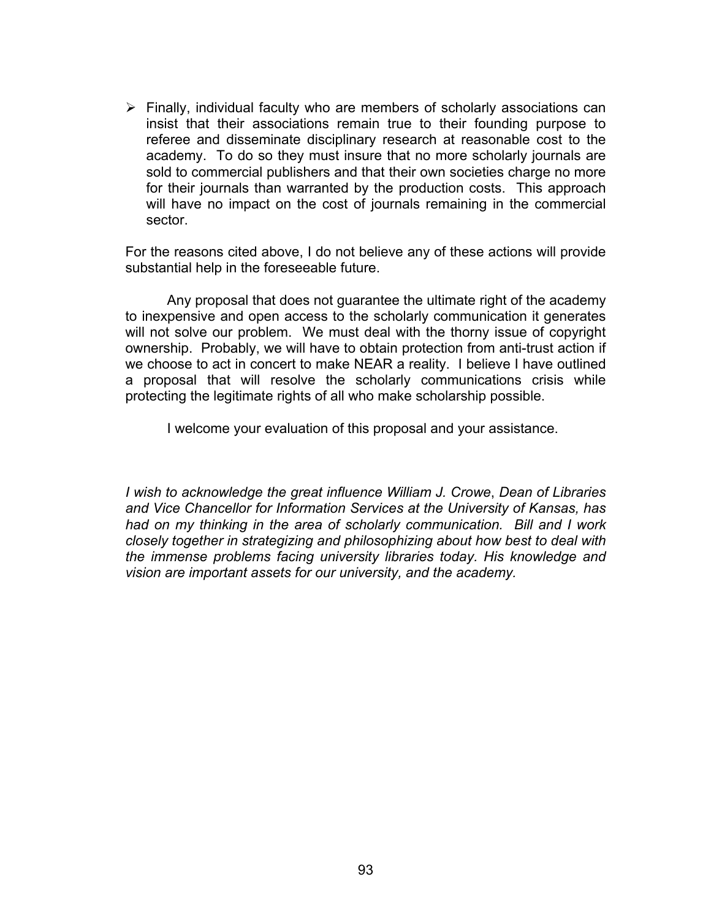- Finally, individual faculty who are members of scholarly associations can insist that their associations remain true to their founding purpose to referee and disseminate disciplinary research at reasonable cost to the academy. To do so they must insure that no more scholarly journals are sold to commercial publishers and that their own societies charge no more for their journals than warranted by the production costs. This approach will have no impact on the cost of journals remaining in the commercial sector.

For the reasons cited above, I do not believe any of these actions will provide substantial help in the foreseeable future.

Any proposal that does not guarantee the ultimate right of the academy to inexpensive and open access to the scholarly communication it generates will not solve our problem. We must deal with the thorny issue of copyright ownership. Probably, we will have to obtain protection from anti-trust action if we choose to act in concert to make NEAR a reality. I believe I have outlined a proposal that will resolve the scholarly communications crisis while protecting the legitimate rights of all who make scholarship possible.

I welcome your evaluation of this proposal and your assistance.

*I wish to acknowledge the great influence William J. Crowe, Dean of Libraries and Vice Chancellor for Information Services at the University of Kansas, has had on my thinking in the area of scholarly communication. Bill and I work closely together in strategizing and philosophizing about how best to deal with the immense problems facing university libraries today. His knowledge and vision are important assets for our university, and the academy.*